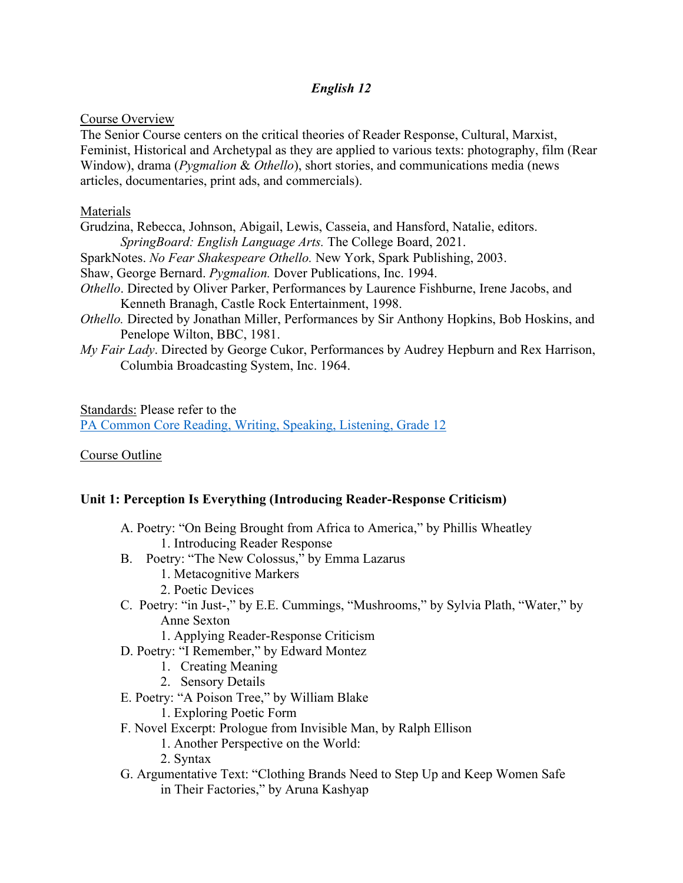# *English 12*

Course Overview

The Senior Course centers on the critical theories of Reader Response, Cultural, Marxist, Feminist, Historical and Archetypal as they are applied to various texts: photography, film (Rear Window), drama (*Pygmalion* & *Othello*), short stories, and communications media (news articles, documentaries, print ads, and commercials).

Materials

Grudzina, Rebecca, Johnson, Abigail, Lewis, Casseia, and Hansford, Natalie, editors. *SpringBoard: English Language Arts.* The College Board, 2021.

SparkNotes. *No Fear Shakespeare Othello.* New York, Spark Publishing, 2003.

Shaw, George Bernard. *Pygmalion.* Dover Publications, Inc. 1994.

*Othello*. Directed by Oliver Parker, Performances by Laurence Fishburne, Irene Jacobs, and Kenneth Branagh, Castle Rock Entertainment, 1998.

*Othello.* Directed by Jonathan Miller, Performances by Sir Anthony Hopkins, Bob Hoskins, and Penelope Wilton, BBC, 1981.

*My Fair Lady*. Directed by George Cukor, Performances by Audrey Hepburn and Rex Harrison, Columbia Broadcasting System, Inc. 1964.

Standards: Please refer to the
PA Common Core Reading, Writing, Speaking, Listening, Grade 12

Course Outline

**Unit 1: Perception Is Everything (Introducing Reader-Response Criticism)**

A. Poetry: "On Being Brought from Africa to America," by Phillis Wheatley
   1. Introducing Reader Response

B. Poetry: "The New Colossus," by Emma Lazarus
   1. Metacognitive Markers
   2. Poetic Devices

C. Poetry: "in Just-," by E.E. Cummings, "Mushrooms," by Sylvia Plath, "Water," by Anne Sexton
   1. Applying Reader-Response Criticism

D. Poetry: "I Remember," by Edward Montez
   1. Creating Meaning
   2. Sensory Details

E. Poetry: "A Poison Tree," by William Blake
   1. Exploring Poetic Form

F. Novel Excerpt: Prologue from Invisible Man, by Ralph Ellison
   1. Another Perspective on the World:
   2. Syntax

G. Argumentative Text: "Clothing Brands Need to Step Up and Keep Women Safe in Their Factories," by Aruna Kashyap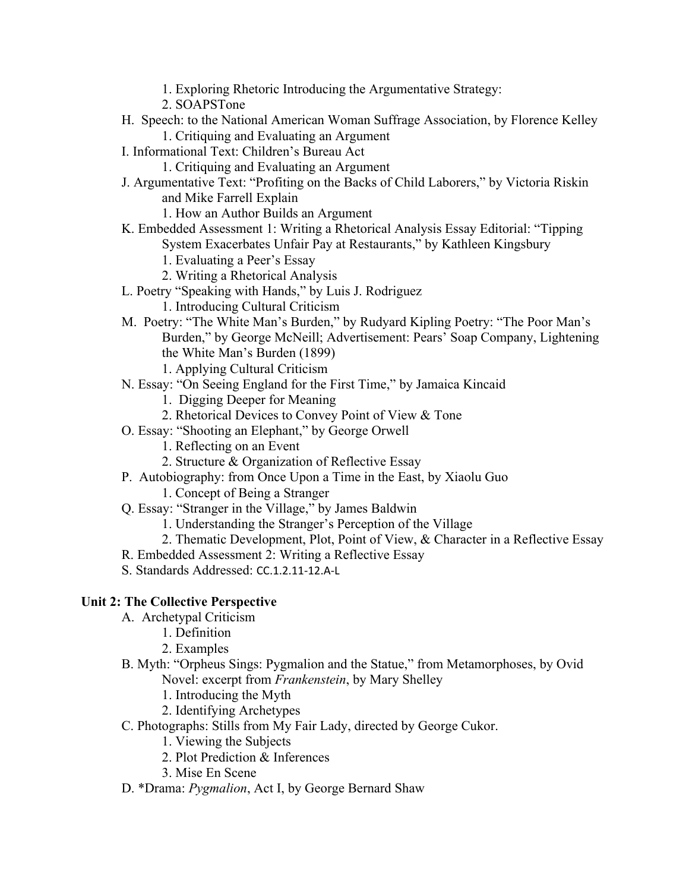1. Exploring Rhetoric Introducing the Argumentative Strategy:
   2. SOAPSTone

H. Speech: to the National American Woman Suffrage Association, by Florence Kelley
   1. Critiquing and Evaluating an Argument

I. Informational Text: Children's Bureau Act
   1. Critiquing and Evaluating an Argument

J. Argumentative Text: "Profiting on the Backs of Child Laborers," by Victoria Riskin and Mike Farrell Explain
   1. How an Author Builds an Argument

K. Embedded Assessment 1: Writing a Rhetorical Analysis Essay Editorial: "Tipping System Exacerbates Unfair Pay at Restaurants," by Kathleen Kingsbury
   1. Evaluating a Peer's Essay
   2. Writing a Rhetorical Analysis

L. Poetry "Speaking with Hands," by Luis J. Rodriguez
   1. Introducing Cultural Criticism

M. Poetry: "The White Man's Burden," by Rudyard Kipling Poetry: "The Poor Man's Burden," by George McNeill; Advertisement: Pears' Soap Company, Lightening the White Man's Burden (1899)
   1. Applying Cultural Criticism

N. Essay: "On Seeing England for the First Time," by Jamaica Kincaid
   1. Digging Deeper for Meaning
   2. Rhetorical Devices to Convey Point of View & Tone

O. Essay: "Shooting an Elephant," by George Orwell
   1. Reflecting on an Event
   2. Structure & Organization of Reflective Essay

P. Autobiography: from Once Upon a Time in the East, by Xiaolu Guo
   1. Concept of Being a Stranger

Q. Essay: "Stranger in the Village," by James Baldwin
   1. Understanding the Stranger's Perception of the Village
   2. Thematic Development, Plot, Point of View, & Character in a Reflective Essay

R. Embedded Assessment 2: Writing a Reflective Essay

S. Standards Addressed: CC.1.2.11-12.A-L

**Unit 2: The Collective Perspective**

A. Archetypal Criticism
   1. Definition
   2. Examples

B. Myth: "Orpheus Sings: Pygmalion and the Statue," from Metamorphoses, by Ovid Novel: excerpt from *Frankenstein*, by Mary Shelley
   1. Introducing the Myth
   2. Identifying Archetypes

C. Photographs: Stills from My Fair Lady, directed by George Cukor.
   1. Viewing the Subjects
   2. Plot Prediction & Inferences
   3. Mise En Scene

D. *Drama: *Pygmalion*, Act I, by George Bernard Shaw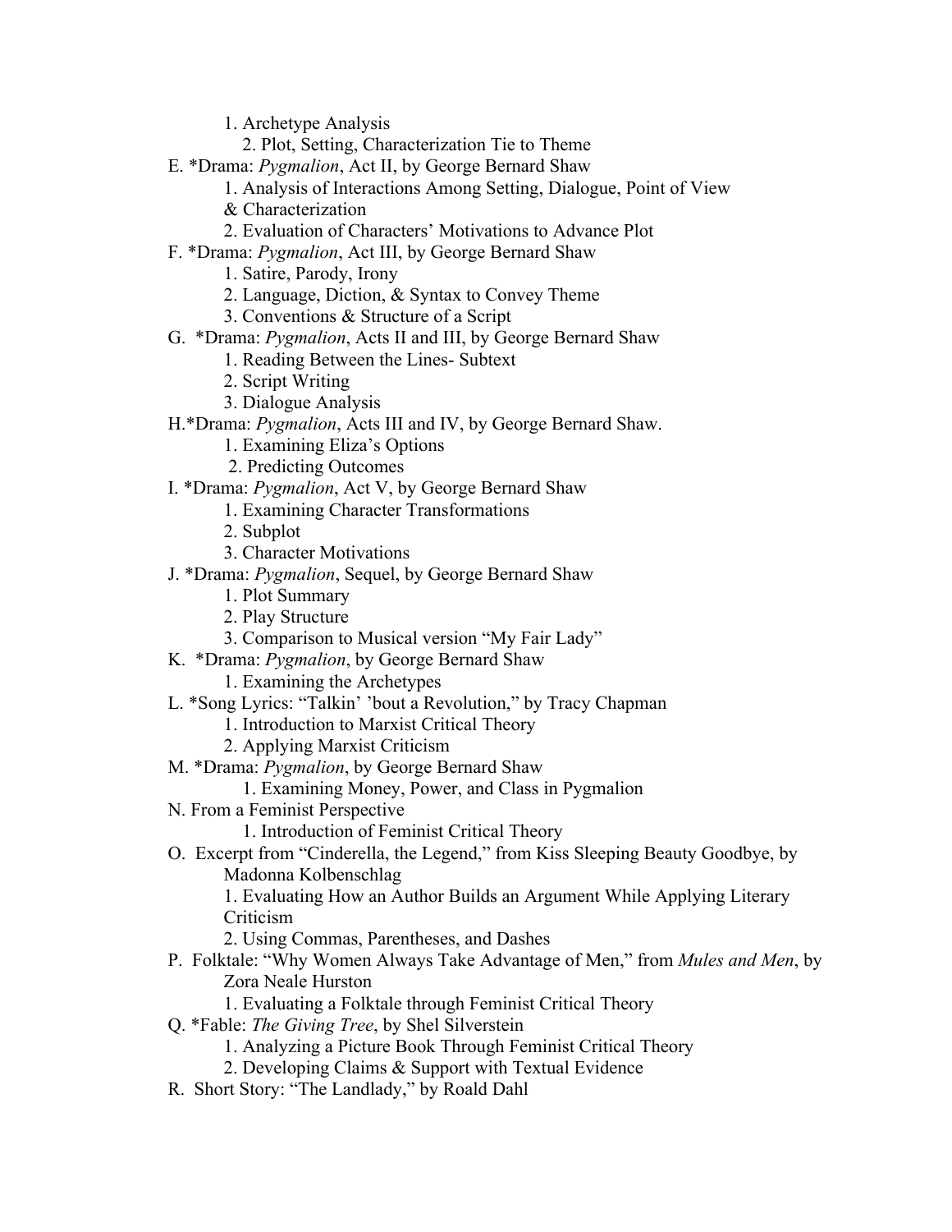1. Archetype Analysis
2. Plot, Setting, Characterization Tie to Theme

E. *Drama: *Pygmalion*, Act II, by George Bernard Shaw
   1. Analysis of Interactions Among Setting, Dialogue, Point of View & Characterization
   2. Evaluation of Characters' Motivations to Advance Plot

F. *Drama: *Pygmalion*, Act III, by George Bernard Shaw
   1. Satire, Parody, Irony
   2. Language, Diction, & Syntax to Convey Theme
   3. Conventions & Structure of a Script

G. *Drama: *Pygmalion*, Acts II and III, by George Bernard Shaw
   1. Reading Between the Lines- Subtext
   2. Script Writing
   3. Dialogue Analysis

H. *Drama: *Pygmalion*, Acts III and IV, by George Bernard Shaw.
   1. Examining Eliza's Options
   2. Predicting Outcomes

I. *Drama: *Pygmalion*, Act V, by George Bernard Shaw
   1. Examining Character Transformations
   2. Subplot
   3. Character Motivations

J. *Drama: *Pygmalion*, Sequel, by George Bernard Shaw
   1. Plot Summary
   2. Play Structure
   3. Comparison to Musical version "My Fair Lady"

K. *Drama: *Pygmalion*, by George Bernard Shaw
   1. Examining the Archetypes

L. *Song Lyrics: "Talkin' 'bout a Revolution," by Tracy Chapman
   1. Introduction to Marxist Critical Theory
   2. Applying Marxist Criticism

M. *Drama: *Pygmalion*, by George Bernard Shaw
   1. Examining Money, Power, and Class in Pygmalion

N. From a Feminist Perspective
   1. Introduction of Feminist Critical Theory

O. Excerpt from "Cinderella, the Legend," from Kiss Sleeping Beauty Goodbye, by Madonna Kolbenschlag
   1. Evaluating How an Author Builds an Argument While Applying Literary Criticism
   2. Using Commas, Parentheses, and Dashes

P. Folktale: "Why Women Always Take Advantage of Men," from *Mules and Men*, by Zora Neale Hurston
   1. Evaluating a Folktale through Feminist Critical Theory

Q. *Fable: *The Giving Tree*, by Shel Silverstein
   1. Analyzing a Picture Book Through Feminist Critical Theory
   2. Developing Claims & Support with Textual Evidence

R. Short Story: "The Landlady," by Roald Dahl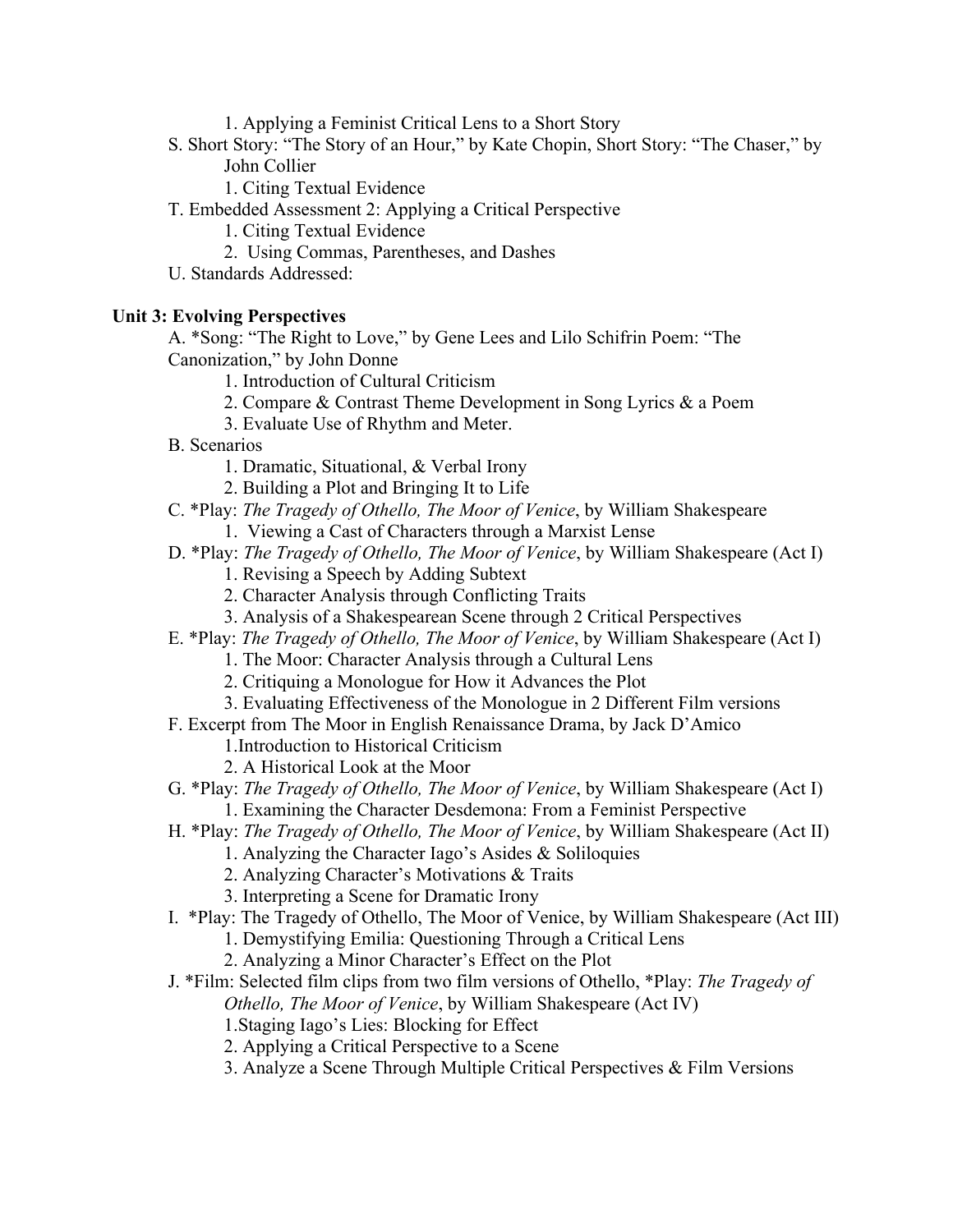1. Applying a Feminist Critical Lens to a Short Story

S. Short Story: "The Story of an Hour," by Kate Chopin, Short Story: "The Chaser," by John Collier
   1. Citing Textual Evidence

T. Embedded Assessment 2: Applying a Critical Perspective
   1. Citing Textual Evidence
   2. Using Commas, Parentheses, and Dashes

U. Standards Addressed:

**Unit 3: Evolving Perspectives**

A. *Song: "The Right to Love," by Gene Lees and Lilo Schifrin Poem: "The Canonization," by John Donne
   1. Introduction of Cultural Criticism
   2. Compare & Contrast Theme Development in Song Lyrics & a Poem
   3. Evaluate Use of Rhythm and Meter.

B. Scenarios
   1. Dramatic, Situational, & Verbal Irony
   2. Building a Plot and Bringing It to Life

C. *Play: *The Tragedy of Othello, The Moor of Venice*, by William Shakespeare
   1. Viewing a Cast of Characters through a Marxist Lense

D. *Play: *The Tragedy of Othello, The Moor of Venice*, by William Shakespeare (Act I)
   1. Revising a Speech by Adding Subtext
   2. Character Analysis through Conflicting Traits
   3. Analysis of a Shakespearean Scene through 2 Critical Perspectives

E. *Play: *The Tragedy of Othello, The Moor of Venice*, by William Shakespeare (Act I)
   1. The Moor: Character Analysis through a Cultural Lens
   2. Critiquing a Monologue for How it Advances the Plot
   3. Evaluating Effectiveness of the Monologue in 2 Different Film versions

F. Excerpt from The Moor in English Renaissance Drama, by Jack D'Amico
   1. Introduction to Historical Criticism
   2. A Historical Look at the Moor

G. *Play: *The Tragedy of Othello, The Moor of Venice*, by William Shakespeare (Act I)
   1. Examining the Character Desdemona: From a Feminist Perspective

H. *Play: *The Tragedy of Othello, The Moor of Venice*, by William Shakespeare (Act II)
   1. Analyzing the Character Iago's Asides & Soliloquies
   2. Analyzing Character's Motivations & Traits
   3. Interpreting a Scene for Dramatic Irony

I. *Play: The Tragedy of Othello, The Moor of Venice, by William Shakespeare (Act III)
   1. Demystifying Emilia: Questioning Through a Critical Lens
   2. Analyzing a Minor Character's Effect on the Plot

J. *Film: Selected film clips from two film versions of Othello, *Play: *The Tragedy of Othello, The Moor of Venice*, by William Shakespeare (Act IV)
   1. Staging Iago's Lies: Blocking for Effect
   2. Applying a Critical Perspective to a Scene
   3. Analyze a Scene Through Multiple Critical Perspectives & Film Versions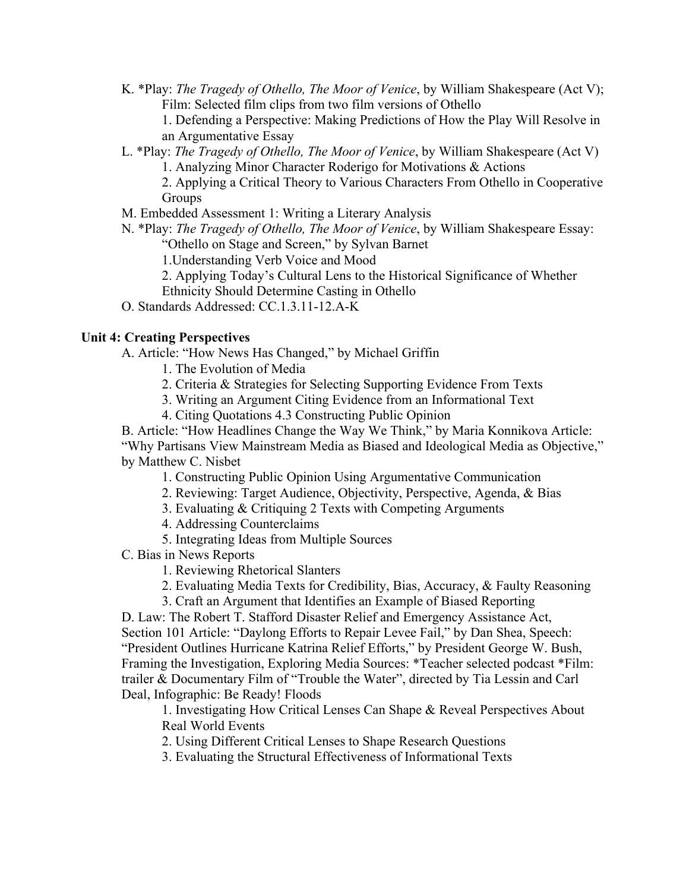K. *Play: *The Tragedy of Othello, The Moor of Venice*, by William Shakespeare (Act V); Film: Selected film clips from two film versions of Othello

   1. Defending a Perspective: Making Predictions of How the Play Will Resolve in an Argumentative Essay

L. *Play: *The Tragedy of Othello, The Moor of Venice*, by William Shakespeare (Act V)

   1. Analyzing Minor Character Roderigo for Motivations & Actions
   2. Applying a Critical Theory to Various Characters From Othello in Cooperative Groups

M. Embedded Assessment 1: Writing a Literary Analysis

N. *Play: *The Tragedy of Othello, The Moor of Venice*, by William Shakespeare Essay: "Othello on Stage and Screen," by Sylvan Barnet

   1.Understanding Verb Voice and Mood
   2. Applying Today's Cultural Lens to the Historical Significance of Whether Ethnicity Should Determine Casting in Othello

O. Standards Addressed: CC.1.3.11-12.A-K

**Unit 4: Creating Perspectives**

A. Article: "How News Has Changed," by Michael Griffin

   1. The Evolution of Media
   2. Criteria & Strategies for Selecting Supporting Evidence From Texts
   3. Writing an Argument Citing Evidence from an Informational Text
   4. Citing Quotations 4.3 Constructing Public Opinion

B. Article: "How Headlines Change the Way We Think," by Maria Konnikova Article: "Why Partisans View Mainstream Media as Biased and Ideological Media as Objective," by Matthew C. Nisbet

   1. Constructing Public Opinion Using Argumentative Communication
   2. Reviewing: Target Audience, Objectivity, Perspective, Agenda, & Bias
   3. Evaluating & Critiquing 2 Texts with Competing Arguments
   4. Addressing Counterclaims
   5. Integrating Ideas from Multiple Sources

C. Bias in News Reports

   1. Reviewing Rhetorical Slanters
   2. Evaluating Media Texts for Credibility, Bias, Accuracy, & Faulty Reasoning
   3. Craft an Argument that Identifies an Example of Biased Reporting

D. Law: The Robert T. Stafford Disaster Relief and Emergency Assistance Act, Section 101 Article: "Daylong Efforts to Repair Levee Fail," by Dan Shea, Speech: "President Outlines Hurricane Katrina Relief Efforts," by President George W. Bush, Framing the Investigation, Exploring Media Sources: *Teacher selected podcast *Film: trailer & Documentary Film of "Trouble the Water", directed by Tia Lessin and Carl Deal, Infographic: Be Ready! Floods

   1. Investigating How Critical Lenses Can Shape & Reveal Perspectives About Real World Events
   2. Using Different Critical Lenses to Shape Research Questions
   3. Evaluating the Structural Effectiveness of Informational Texts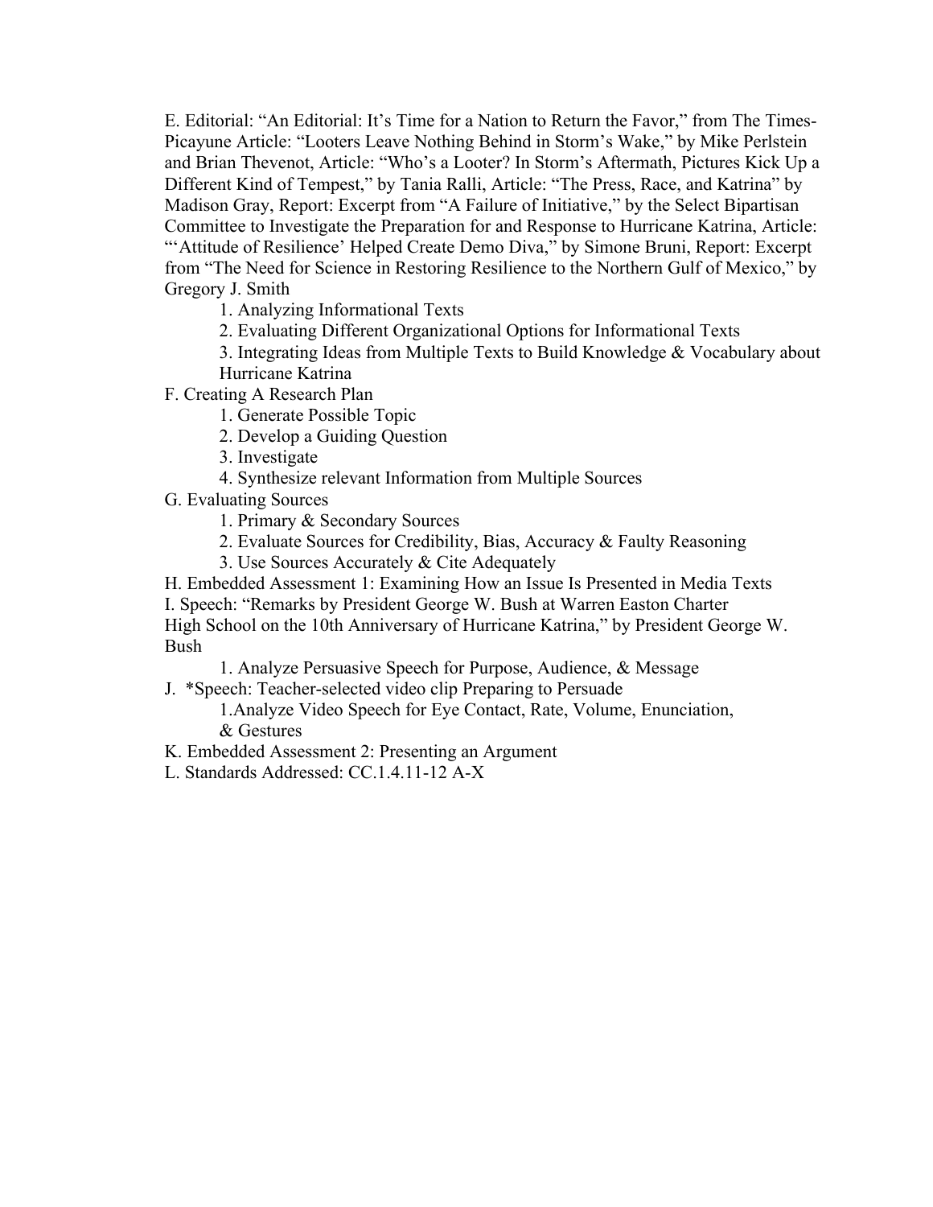E. Editorial: "An Editorial: It's Time for a Nation to Return the Favor," from The Times-Picayune Article: "Looters Leave Nothing Behind in Storm's Wake," by Mike Perlstein and Brian Thevenot, Article: "Who's a Looter? In Storm's Aftermath, Pictures Kick Up a Different Kind of Tempest," by Tania Ralli, Article: "The Press, Race, and Katrina" by Madison Gray, Report: Excerpt from "A Failure of Initiative," by the Select Bipartisan Committee to Investigate the Preparation for and Response to Hurricane Katrina, Article: "'Attitude of Resilience' Helped Create Demo Diva," by Simone Bruni, Report: Excerpt from "The Need for Science in Restoring Resilience to the Northern Gulf of Mexico," by Gregory J. Smith

1. Analyzing Informational Texts
2. Evaluating Different Organizational Options for Informational Texts
3. Integrating Ideas from Multiple Texts to Build Knowledge & Vocabulary about Hurricane Katrina

F. Creating A Research Plan

1. Generate Possible Topic
2. Develop a Guiding Question
3. Investigate
4. Synthesize relevant Information from Multiple Sources

G. Evaluating Sources

1. Primary & Secondary Sources
2. Evaluate Sources for Credibility, Bias, Accuracy & Faulty Reasoning
3. Use Sources Accurately & Cite Adequately

H. Embedded Assessment 1: Examining How an Issue Is Presented in Media Texts

I. Speech: "Remarks by President George W. Bush at Warren Easton Charter High School on the 10th Anniversary of Hurricane Katrina," by President George W. Bush

1. Analyze Persuasive Speech for Purpose, Audience, & Message

J. *Speech: Teacher-selected video clip Preparing to Persuade

1. Analyze Video Speech for Eye Contact, Rate, Volume, Enunciation, & Gestures

K. Embedded Assessment 2: Presenting an Argument

L. Standards Addressed: CC.1.4.11-12 A-X